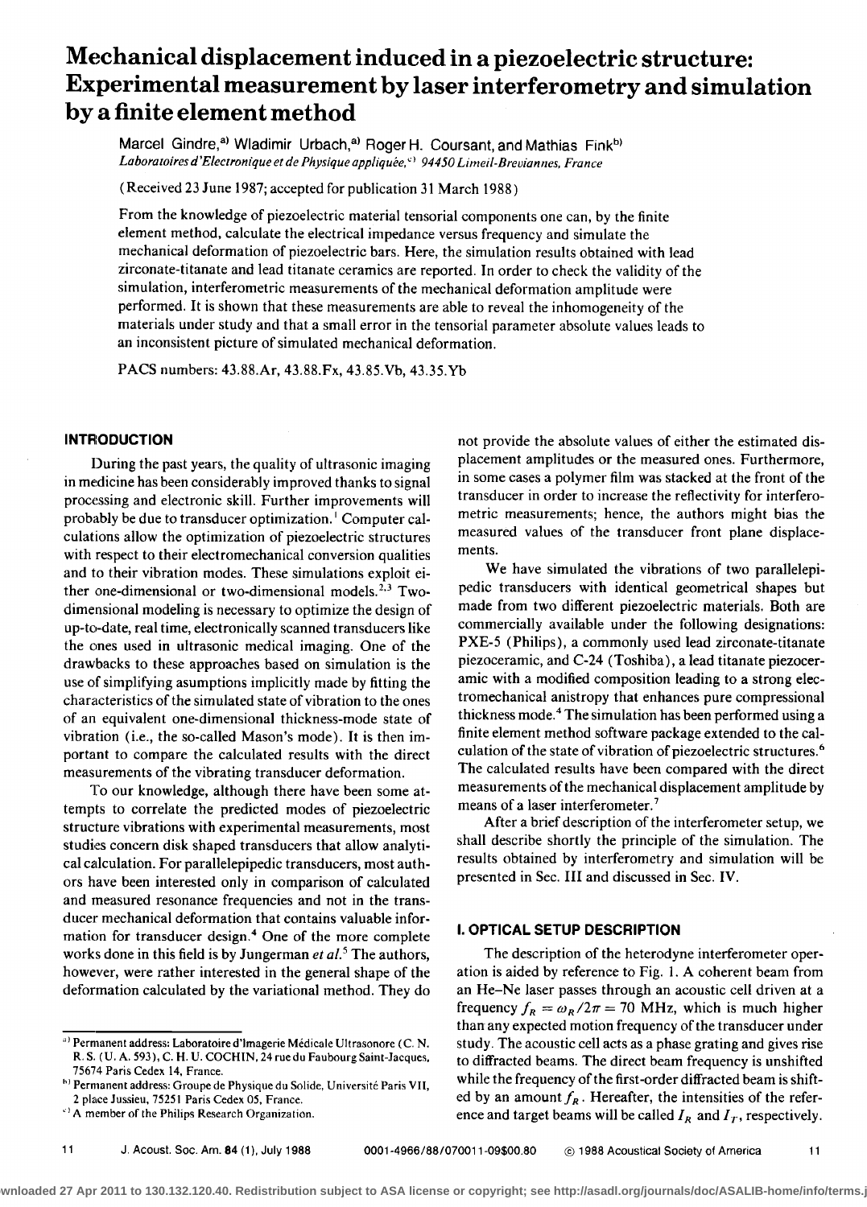# Mechanical displacement induced in a piezoelectric structure: Experimental measurement by laser interferometry and simulation by a finite element method

Marcel Gindre,[a] Wladimir Urbach,[a] Roger H. Coursant, and Mathias Fink[b]

*Laboratoires d'Electronique et de Physique appliquée,*[c] *94450 Limeil-Brevannes, France*

(Received 23 June 1987; accepted for publication 31 March 1988)

From the knowledge of piezoelectric material tensorial components one can, by the finite element method, calculate the electrical impedance versus frequency and simulate the mechanical deformation of piezoelectric bars. Here, the simulation results obtained with lead zirconate-titanate and lead titanate ceramics are reported. In order to check the validity of the simulation, interferometric measurements of the mechanical deformation amplitude were performed. It is shown that these measurements are able to reveal the inhomogeneity of the materials under study and that a small error in the tensorial parameter absolute values leads to an inconsistent picture of simulated mechanical deformation.

PACS numbers: 43.88.Ar, 43.88.Fx, 43.85.Vb, 43.35.Yb

## INTRODUCTION

During the past years, the quality of ultrasonic imaging in medicine has been considerably improved thanks to signal processing and electronic skill. Further improvements will probably be due to transducer optimization.[1] Computer calculations allow the optimization of piezoelectric structures with respect to their electromechanical conversion qualities and to their vibration modes. These simulations exploit either one-dimensional or two-dimensional models.[2,3] Two-dimensional modeling is necessary to optimize the design of up-to-date, real time, electronically scanned transducers like the ones used in ultrasonic medical imaging. One of the drawbacks to these approaches based on simulation is the use of simplifying asumptions implicitly made by fitting the characteristics of the simulated state of vibration to the ones of an equivalent one-dimensional thickness-mode state of vibration (i.e., the so-called Mason's mode). It is then important to compare the calculated results with the direct measurements of the vibrating transducer deformation.

To our knowledge, although there have been some attempts to correlate the predicted modes of piezoelectric structure vibrations with experimental measurements, most studies concern disk shaped transducers that allow analytical calculation. For parallelepipedic transducers, most authors have been interested only in comparison of calculated and measured resonance frequencies and not in the transducer mechanical deformation that contains valuable information for transducer design.[4] One of the more complete works done in this field is by Jungerman *et al.*[5] The authors, however, were rather interested in the general shape of the deformation calculated by the variational method. They do not provide the absolute values of either the estimated displacement amplitudes or the measured ones. Furthermore, in some cases a polymer film was stacked at the front of the transducer in order to increase the reflectivity for interferometric measurements; hence, the authors might bias the measured values of the transducer front plane displacements.

We have simulated the vibrations of two parallelepipedic transducers with identical geometrical shapes but made from two different piezoelectric materials. Both are commercially available under the following designations: PXE-5 (Philips), a commonly used lead zirconate-titanate piezoceramic, and C-24 (Toshiba), a lead titanate piezoceramic with a modified composition leading to a strong electromechanical anistropy that enhances pure compressional thickness mode.[4] The simulation has been performed using a finite element method software package extended to the calculation of the state of vibration of piezoelectric structures.[6] The calculated results have been compared with the direct measurements of the mechanical displacement amplitude by means of a laser interferometer.[7]

After a brief description of the interferometer setup, we shall describe shortly the principle of the simulation. The results obtained by interferometry and simulation will be presented in Sec. III and discussed in Sec. IV.

## I. OPTICAL SETUP DESCRIPTION

The description of the heterodyne interferometer operation is aided by reference to Fig. 1. A coherent beam from an He–Ne laser passes through an acoustic cell driven at a frequency $f_R = \omega_R/2\pi = 70$ MHz, which is much higher than any expected motion frequency of the transducer under study. The acoustic cell acts as a phase grating and gives rise to diffracted beams. The direct beam frequency is unshifted while the frequency of the first-order diffracted beam is shifted by an amount $f_R$. Hereafter, the intensities of the reference and target beams will be called $I_R$ and $I_T$, respectively.

---

[a] Permanent address: Laboratoire d'Imagerie Médicale Ultrasonore (C. N. R. S. (U. A. 593), C. H. U. COCHIN, 24 rue du Faubourg Saint-Jacques, 75674 Paris Cedex 14, France.

[b] Permanent address: Groupe de Physique du Solide, Université Paris VII, 2 place Jussieu, 75251 Paris Cedex 05, France.

[c] A member of the Philips Research Organization.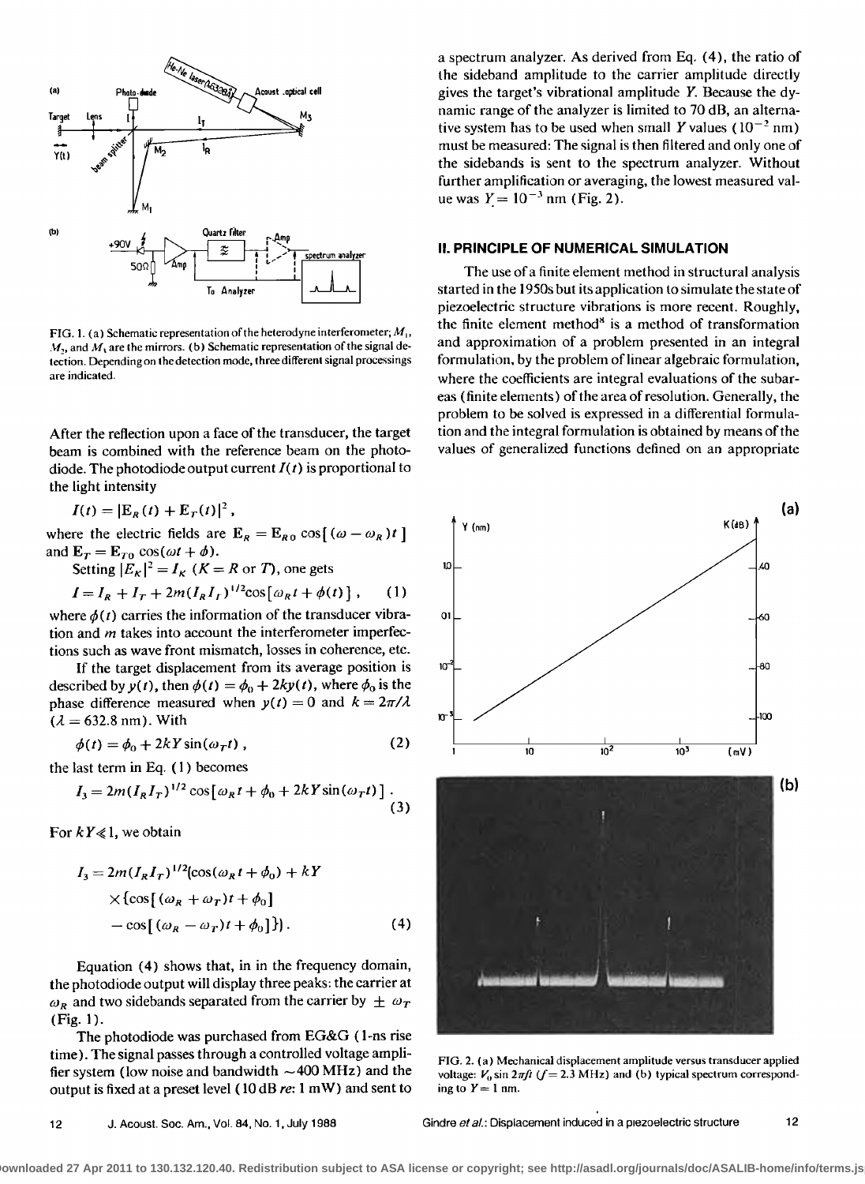FIG. 1. (a) Schematic representation of the heterodyne interferometer; $M_1$, $M_2$, and $M_3$ are the mirrors. (b) Schematic representation of the signal detection. Depending on the detection mode, three different signal processings are indicated.

After the reflection upon a face of the transducer, the target beam is combined with the reference beam on the photodiode. The photodiode output current $I(t)$ is proportional to the light intensity

$$I(t) = |\mathbf{E}_R(t) + \mathbf{E}_T(t)|^2 ,$$

where the electric fields are $\mathbf{E}_R = \mathbf{E}_{R0} \cos[(\omega - \omega_R)t]$ and $\mathbf{E}_T = \mathbf{E}_{T0} \cos(\omega t + \phi)$.

Setting $|E_K|^2 = I_K$ ($K = R$ or $T$), one gets

$$I = I_R + I_T + 2m(I_R I_t)^{1/2} \cos[\omega_R t + \phi(t)] , \tag{1}$$

where $\phi(t)$ carries the information of the transducer vibration and $m$ takes into account the interferometer imperfections such as wave front mismatch, losses in coherence, etc.

If the target displacement from its average position is described by $y(t)$, then $\phi(t) = \phi_0 + 2ky(t)$, where $\phi_0$ is the phase difference measured when $y(t) = 0$ and $k = 2\pi/\lambda$ ($\lambda = 632.8$ nm). With

$$\phi(t) = \phi_0 + 2kY \sin(\omega_T t) , \tag{2}$$

the last term in Eq. (1) becomes

$$I_3 = 2m(I_R I_T)^{1/2} \cos[\omega_R t + \phi_0 + 2kY \sin(\omega_T t)] . \tag{3}$$

For $kY \ll 1$, we obtain

$$I_3 = 2m(I_R I_T)^{1/2} (\cos(\omega_R t + \phi_0) + kY \times \{\cos[(\omega_R + \omega_T)t + \phi_0] - \cos[(\omega_R - \omega_T)t + \phi_0]\}) . \tag{4}$$

Equation (4) shows that, in in the frequency domain, the photodiode output will display three peaks: the carrier at $\omega_R$ and two sidebands separated from the carrier by $\pm\, \omega_T$ (Fig. 1).

The photodiode was purchased from EG&G (1-ns rise time). The signal passes through a controlled voltage amplifier system (low noise and bandwidth ~400 MHz) and the output is fixed at a preset level (10 dB *re*: 1 mW) and sent to a spectrum analyzer. As derived from Eq. (4), the ratio of the sideband amplitude to the carrier amplitude directly gives the target's vibrational amplitude $Y$. Because the dynamic range of the analyzer is limited to 70 dB, an alternative system has to be used when small $Y$ values ($10^{-2}$ nm) must be measured: The signal is then filtered and only one of the sidebands is sent to the spectrum analyzer. Without further amplification or averaging, the lowest measured value was $Y = 10^{-3}$ nm (Fig. 2).

## II. PRINCIPLE OF NUMERICAL SIMULATION

The use of a finite element method in structural analysis started in the 1950s but its application to simulate the state of piezoelectric structure vibrations is more recent. Roughly, the finite element method[8] is a method of transformation and approximation of a problem presented in an integral formulation, by the problem of linear algebraic formulation, where the coefficients are integral evaluations of the subareas (finite elements) of the area of resolution. Generally, the problem to be solved is expressed in a differential formulation and the integral formulation is obtained by means of the values of generalized functions defined on an appropriate

FIG. 2. (a) Mechanical displacement amplitude versus transducer applied voltage: $V_0 \sin 2\pi f t$ ($f = 2.3$ MHz) and (b) typical spectrum corresponding to $Y = 1$ nm.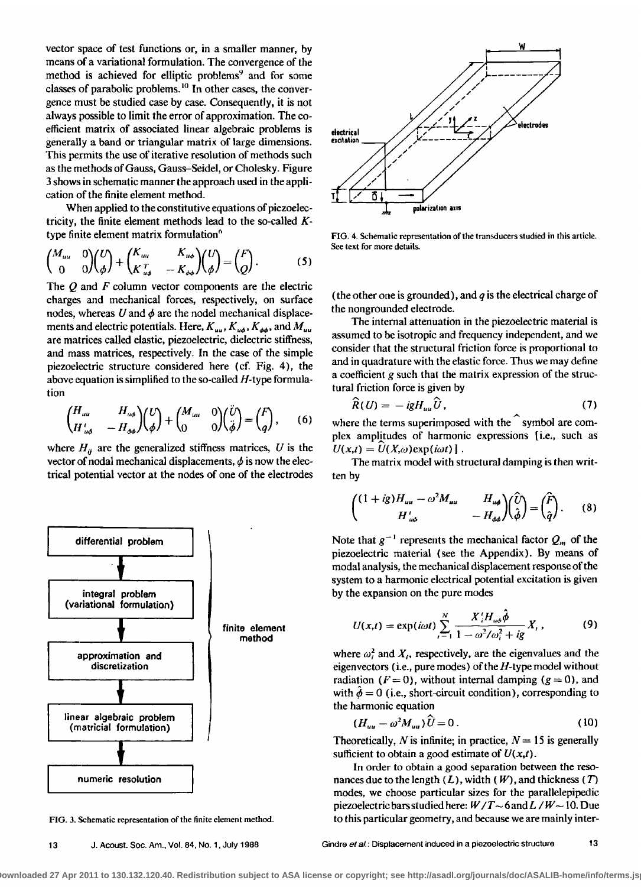vector space of test functions or, in a smaller manner, by means of a variational formulation. The convergence of the method is achieved for elliptic problems[9] and for some classes of parabolic problems.[10] In other cases, the convergence must be studied case by case. Consequently, it is not always possible to limit the error of approximation. The coefficient matrix of associated linear algebraic problems is generally a band or triangular matrix of large dimensions. This permits the use of iterative resolution of methods such as the methods of Gauss, Gauss–Seidel, or Cholesky. Figure 3 shows in schematic manner the approach used in the application of the finite element method.

When applied to the constitutive equations of piezoelectricity, the finite element methods lead to the so-called $K$-type finite element matrix formulation[6]

$$\begin{pmatrix} M_{uu} & 0 \\ 0 & 0 \end{pmatrix}\begin{pmatrix} U \\ \phi \end{pmatrix} + \begin{pmatrix} K_{uu} & K_{u\phi} \\ K_{u\phi}^T & -K_{\phi\phi} \end{pmatrix}\begin{pmatrix} U \\ \phi \end{pmatrix} = \begin{pmatrix} F \\ Q \end{pmatrix}. \tag{5}$$

The $Q$ and $F$ column vector components are the electric charges and mechanical forces, respectively, on surface nodes, whereas $U$ and $\phi$ are the nodel mechanical displacements and electric potentials. Here, $K_{uu}$, $K_{u\phi}$, $K_{\phi\phi}$, and $M_{uu}$ are matrices called elastic, piezoelectric, dielectric stiffness, and mass matrices, respectively. In the case of the simple piezoelectric structure considered here (cf. Fig. 4), the above equation is simplified to the so-called $H$-type formulation

$$\begin{pmatrix} H_{uu} & H_{u\phi} \\ H_{u\phi}^t & -H_{\phi\phi} \end{pmatrix}\begin{pmatrix} U \\ \phi \end{pmatrix} + \begin{pmatrix} M_{uu} & 0 \\ 0 & 0 \end{pmatrix}\begin{pmatrix} \ddot{U} \\ \ddot{\phi} \end{pmatrix} = \begin{pmatrix} F \\ q \end{pmatrix}, \tag{6}$$

where $H_{ij}$ are the generalized stiffness matrices, $U$ is the vector of nodal mechanical displacements, $\phi$ is now the electrical potential vector at the nodes of one of the electrodes (the other one is grounded), and $q$ is the electrical charge of the nongrounded electrode.

FIG. 3. Schematic representation of the finite element method.

FIG. 4. Schematic representation of the transducers studied in this article. See text for more details.

The internal attenuation in the piezoelectric material is assumed to be isotropic and frequency independent, and we consider that the structural friction force is proportional to and in quadrature with the elastic force. Thus we may define a coefficient $g$ such that the matrix expression of the structural friction force is given by

$$\hat{R}(U) = -igH_{uu}\hat{U}, \tag{7}$$

where the terms superimposed with the $\hat{}$ symbol are complex amplitudes of harmonic expressions [i.e., such as $U(x,t) = \hat{U}(X,\omega)\exp(i\omega t)$].

The matrix model with structural damping is then written by

$$\begin{pmatrix} (1+ig)H_{uu} - \omega^2 M_{uu} & H_{u\phi} \\ H_{u\phi}^t & -H_{\phi\phi} \end{pmatrix}\begin{pmatrix} \hat{U} \\ \hat{\phi} \end{pmatrix} = \begin{pmatrix} \hat{F} \\ \hat{q} \end{pmatrix}. \tag{8}$$

Note that $g^{-1}$ represents the mechanical factor $Q_m$ of the piezoelectric material (see the Appendix). By means of modal analysis, the mechanical displacement response of the system to a harmonic electrical potential excitation is given by the expansion on the pure modes

$$U(x,t) = \exp(i\omega t)\sum_{i=1}^{N} \frac{X_i^t H_{u\phi}\hat{\phi}}{1 - \omega^2/\omega_i^2 + ig} X_i, \tag{9}$$

where $\omega_i^2$ and $X_i$, respectively, are the eigenvalues and the eigenvectors (i.e., pure modes) of the $H$-type model without radiation ($F = 0$), without internal damping ($g = 0$), and with $\hat{\phi} = 0$ (i.e., short-circuit condition), corresponding to the harmonic equation

$$(H_{uu} - \omega^2 M_{uu})\hat{U} = 0. \tag{10}$$

Theoretically, $N$ is infinite; in practice, $N = 15$ is generally sufficient to obtain a good estimate of $U(x,t)$.

In order to obtain a good separation between the resonances due to the length ($L$), width ($W$), and thickness ($T$) modes, we choose particular sizes for the parallelepipedic piezoelectric bars studied here: $W/T \sim 6$ and $L/W \sim 10$. Due to this particular geometry, and because we are mainly inter-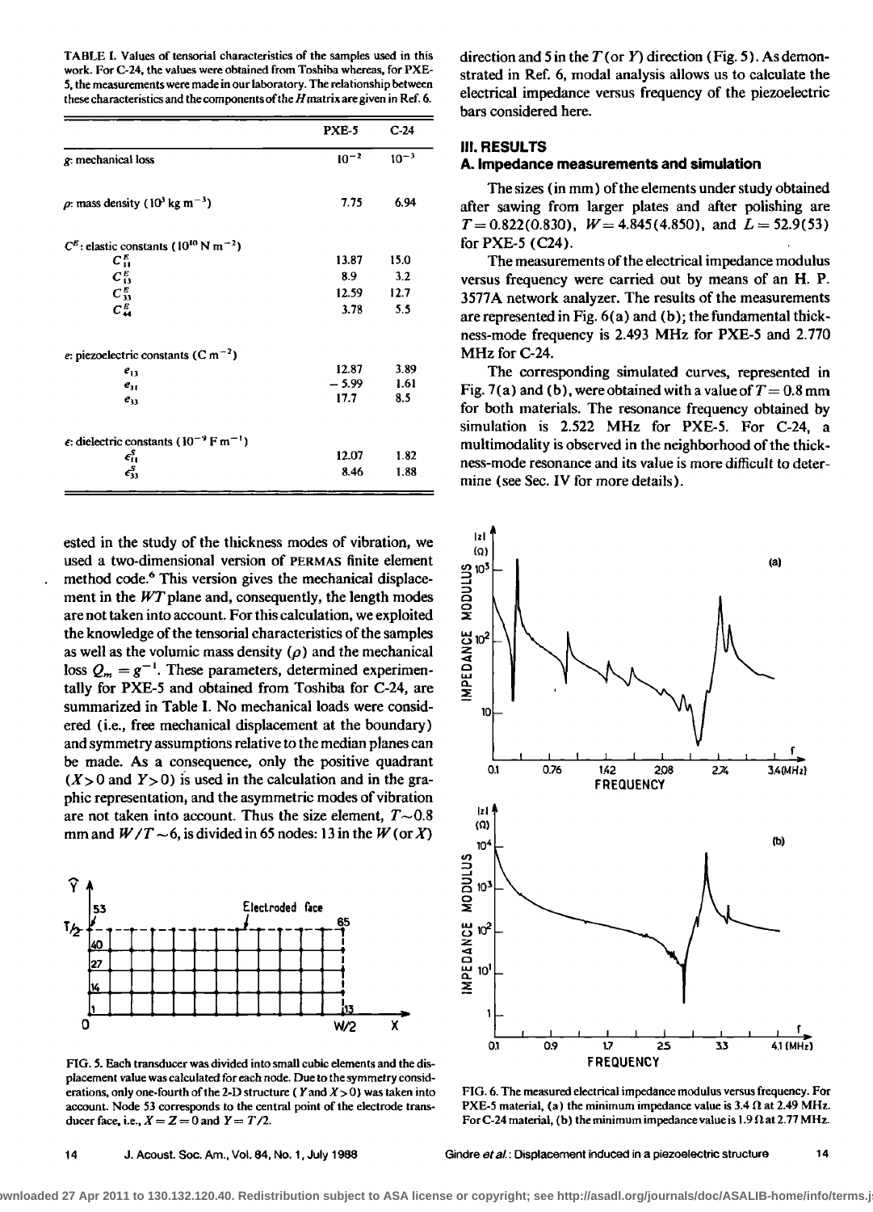TABLE I. Values of tensorial characteristics of the samples used in this work. For C-24, the values were obtained from Toshiba whereas, for PXE-5, the measurements were made in our laboratory. The relationship between these characteristics and the components of the $H$ matrix are given in Ref. 6.

| | PXE-5 | C-24 |
|---|---|---|
| $g$: mechanical loss | $10^{-2}$ | $10^{-3}$ |
| $\rho$: mass density ($10^3$ kg m$^{-3}$) | 7.75 | 6.94 |
| $C^E$: elastic constants ($10^{10}$ N m$^{-2}$) | | |
| $C_{11}^E$ | 13.87 | 15.0 |
| $C_{13}^E$ | 8.9 | 3.2 |
| $C_{33}^E$ | 12.59 | 12.7 |
| $C_{44}^E$ | 3.78 | 5.5 |
| $e$: piezoelectric constants (C m$^{-2}$) | | |
| $e_{13}$ | 12.87 | 3.89 |
| $e_{31}$ | −5.99 | 1.61 |
| $e_{33}$ | 17.7 | 8.5 |
| $\epsilon$: dielectric constants ($10^{-9}$ F m$^{-1}$) | | |
| $\epsilon_{11}^S$ | 12.07 | 1.82 |
| $\epsilon_{33}^S$ | 8.46 | 1.88 |

ested in the study of the thickness modes of vibration, we used a two-dimensional version of PERMAS finite element method code.[6] This version gives the mechanical displacement in the $WT$ plane and, consequently, the length modes are not taken into account. For this calculation, we exploited the knowledge of the tensorial characteristics of the samples as well as the volumic mass density ($\rho$) and the mechanical loss $Q_m = g^{-1}$. These parameters, determined experimentally for PXE-5 and obtained from Toshiba for C-24, are summarized in Table I. No mechanical loads were considered (i.e., free mechanical displacement at the boundary) and symmetry assumptions relative to the median planes can be made. As a consequence, only the positive quadrant ($X>0$ and $Y>0$) is used in the calculation and in the graphic representation, and the asymmetric modes of vibration are not taken into account. Thus the size element, $T \sim 0.8$ mm and $W/T \sim 6$, is divided in 65 nodes: 13 in the $W$ (or $X$) direction and 5 in the $T$ (or $Y$) direction (Fig. 5). As demonstrated in Ref. 6, modal analysis allows us to calculate the electrical impedance versus frequency of the piezoelectric bars considered here.

FIG. 5. Each transducer was divided into small cubic elements and the displacement value was calculated for each node. Due to the symmetry considerations, only one-fourth of the 2-D structure ($Y$ and $X>0$) was taken into account. Node 53 corresponds to the central point of the electrode transducer face, i.e., $X = Z = 0$ and $Y = T/2$.

## III. RESULTS

### A. Impedance measurements and simulation

The sizes (in mm) of the elements under study obtained after sawing from larger plates and after polishing are $T = 0.822(0.830)$, $W = 4.845(4.850)$, and $L = 52.9(53)$ for PXE-5 (C24).

The measurements of the electrical impedance modulus versus frequency were carried out by means of an H. P. 3577A network analyzer. The results of the measurements are represented in Fig. 6(a) and (b); the fundamental thickness-mode frequency is 2.493 MHz for PXE-5 and 2.770 MHz for C-24.

The corresponding simulated curves, represented in Fig. 7(a) and (b), were obtained with a value of $T = 0.8$ mm for both materials. The resonance frequency obtained by simulation is 2.522 MHz for PXE-5. For C-24, a multimodality is observed in the neighborhood of the thickness-mode resonance and its value is more difficult to determine (see Sec. IV for more details).

FIG. 6. The measured electrical impedance modulus versus frequency. For PXE-5 material, (a) the minimum impedance value is 3.4 Ω at 2.49 MHz. For C-24 material, (b) the minimum impedance value is 1.9 Ω at 2.77 MHz.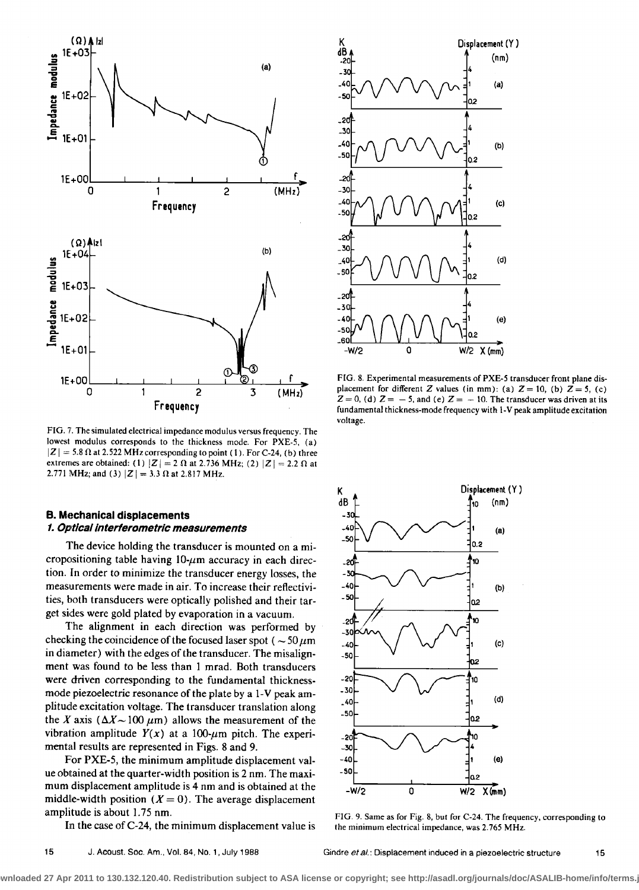FIG. 7. The simulated electrical impedance modulus versus frequency. The lowest modulus corresponds to the thickness mode. For PXE-5, (a) $|Z| = 5.8\ \Omega$ at 2.522 MHz corresponding to point (1). For C-24, (b) three extremes are obtained: (1) $|Z| = 2\ \Omega$ at 2.736 MHz; (2) $|Z| = 2.2\ \Omega$ at 2.771 MHz; and (3) $|Z| = 3.3\ \Omega$ at 2.817 MHz.

FIG. 8. Experimental measurements of PXE-5 transducer front plane displacement for different $Z$ values (in mm): (a) $Z = 10$, (b) $Z = 5$, (c) $Z = 0$, (d) $Z = -5$, and (e) $Z = -10$. The transducer was driven at its fundamental thickness-mode frequency with 1-V peak amplitude excitation voltage.

### B. Mechanical displacements

#### *1. Optical interferometric measurements*

The device holding the transducer is mounted on a micropositioning table having 10-$\mu$m accuracy in each direction. In order to minimize the transducer energy losses, the measurements were made in air. To increase their reflectivities, both transducers were optically polished and their target sides were gold plated by evaporation in a vacuum.

The alignment in each direction was performed by checking the coincidence of the focused laser spot ($\sim 50\ \mu$m in diameter) with the edges of the transducer. The misalignment was found to be less than 1 mrad. Both transducers were driven corresponding to the fundamental thickness-mode piezoelectric resonance of the plate by a 1-V peak amplitude excitation voltage. The transducer translation along the $X$ axis ($\Delta X \sim 100\ \mu$m) allows the measurement of the vibration amplitude $Y(x)$ at a 100-$\mu$m pitch. The experimental results are represented in Figs. 8 and 9.

For PXE-5, the minimum amplitude displacement value obtained at the quarter-width position is 2 nm. The maximum displacement amplitude is 4 nm and is obtained at the middle-width position ($X = 0$). The average displacement amplitude is about 1.75 nm.

In the case of C-24, the minimum displacement value is

FIG. 9. Same as for Fig. 8, but for C-24. The frequency, corresponding to the minimum electrical impedance, was 2.765 MHz.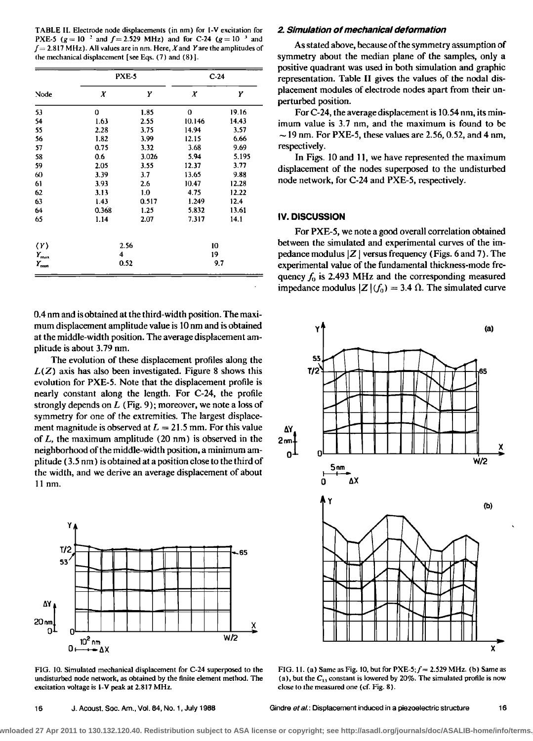TABLE II. Electrode node displacements (in nm) for 1-V excitation for PXE-5 ($g = 10^{-2}$ and $f = 2.529$ MHz) and for C-24 ($g = 10^{-3}$ and $f = 2.817$ MHz). All values are in nm. Here, $X$ and $Y$ are the amplitudes of the mechanical displacement [see Eqs. (7) and (8)].

| Node | PXE-5 | | C-24 | |
|---|---|---|---|---|
| | $X$ | $Y$ | $X$ | $Y$ |
| 53 | 0 | 1.85 | 0 | 19.16 |
| 54 | 1.63 | 2.55 | 10.146 | 14.43 |
| 55 | 2.28 | 3.75 | 14.94 | 3.57 |
| 56 | 1.82 | 3.99 | 12.15 | 6.66 |
| 57 | 0.75 | 3.32 | 3.68 | 9.69 |
| 58 | 0.6 | 3.026 | 5.94 | 5.195 |
| 59 | 2.05 | 3.55 | 12.37 | 3.77 |
| 60 | 3.39 | 3.7 | 13.65 | 9.88 |
| 61 | 3.93 | 2.6 | 10.47 | 12.28 |
| 62 | 3.13 | 1.0 | 4.75 | 12.22 |
| 63 | 1.43 | 0.517 | 1.249 | 12.4 |
| 64 | 0.368 | 1.25 | 5.832 | 13.61 |
| 65 | 1.14 | 2.07 | 7.317 | 14.1 |
| $\langle Y \rangle$ | 2.56 | | 10 | |
| $Y_{max}$ | 4 | | 19 | |
| $Y_{min}$ | 0.52 | | 9.7 | |

0.4 nm and is obtained at the third-width position. The maximum displacement amplitude value is 10 nm and is obtained at the middle-width position. The average displacement amplitude is about 3.79 nm.

The evolution of these displacement profiles along the $L(Z)$ axis has also been investigated. Figure 8 shows this evolution for PXE-5. Note that the displacement profile is nearly constant along the length. For C-24, the profile strongly depends on $L$ (Fig. 9); moreover, we note a loss of symmetry for one of the extremities. The largest displacement magnitude is observed at $L = 21.5$ mm. For this value of $L$, the maximum amplitude (20 nm) is observed in the neighborhood of the middle-width position, a minimum amplitude (3.5 nm) is obtained at a position close to the third of the width, and we derive an average displacement of about 11 nm.

FIG. 10. Simulated mechanical displacement for C-24 superposed to the undisturbed node network, as obtained by the finite element method. The excitation voltage is 1-V peak at 2.817 MHz.

### 2. Simulation of mechanical deformation

As stated above, because of the symmetry assumption of symmetry about the median plane of the samples, only a positive quadrant was used in both simulation and graphic representation. Table II gives the values of the nodal displacement modules of electrode nodes apart from their unperturbed position.

For C-24, the average displacement is 10.54 nm, its minimum value is 3.7 nm, and the maximum is found to be ~19 nm. For PXE-5, these values are 2.56, 0.52, and 4 nm, respectively.

In Figs. 10 and 11, we have represented the maximum displacement of the nodes superposed to the undisturbed node network, for C-24 and PXE-5, respectively.

## IV. DISCUSSION

For PXE-5, we note a good overall correlation obtained between the simulated and experimental curves of the impedance modulus $|Z|$ versus frequency (Figs. 6 and 7). The experimental value of the fundamental thickness-mode frequency $f_0$ is 2.493 MHz and the corresponding measured impedance modulus $|Z|(f_0) = 3.4\ \Omega$. The simulated curve

FIG. 11. (a) Same as Fig. 10, but for PXE-5; $f = 2.529$ MHz. (b) Same as (a), but the $C_{13}$ constant is lowered by 20%. The simulated profile is now close to the measured one (cf. Fig. 8).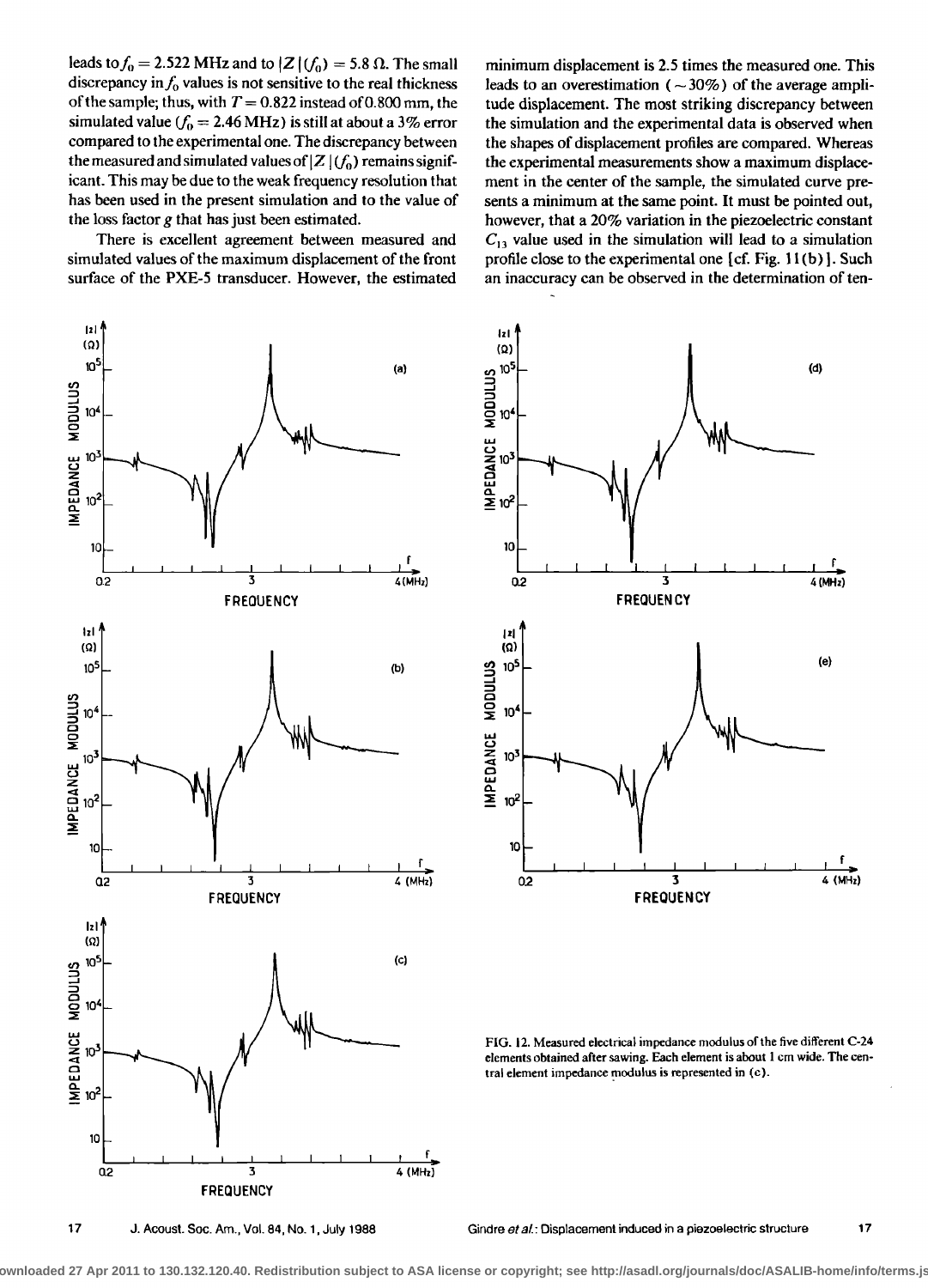leads to $f_0 = 2.522$ MHz and to $|Z|(f_0) = 5.8\ \Omega$. The small discrepancy in $f_0$ values is not sensitive to the real thickness of the sample; thus, with $T = 0.822$ instead of 0.800 mm, the simulated value ($f_0 = 2.46$ MHz) is still at about a 3% error compared to the experimental one. The discrepancy between the measured and simulated values of $|Z|(f_0)$ remains significant. This may be due to the weak frequency resolution that has been used in the present simulation and to the value of the loss factor $g$ that has just been estimated.

There is excellent agreement between measured and simulated values of the maximum displacement of the front surface of the PXE-5 transducer. However, the estimated minimum displacement is 2.5 times the measured one. This leads to an overestimation ($\sim 30\%$) of the average amplitude displacement. The most striking discrepancy between the simulation and the experimental data is observed when the shapes of displacement profiles are compared. Whereas the experimental measurements show a maximum displacement in the center of the sample, the simulated curve presents a minimum at the same point. It must be pointed out, however, that a 20% variation in the piezoelectric constant $C_{13}$ value used in the simulation will lead to a simulation profile close to the experimental one [cf. Fig. 11(b)]. Such an inaccuracy can be observed in the determination of ten-

FIG. 12. Measured electrical impedance modulus of the five different C-24 elements obtained after sawing. Each element is about 1 cm wide. The central element impedance modulus is represented in (c).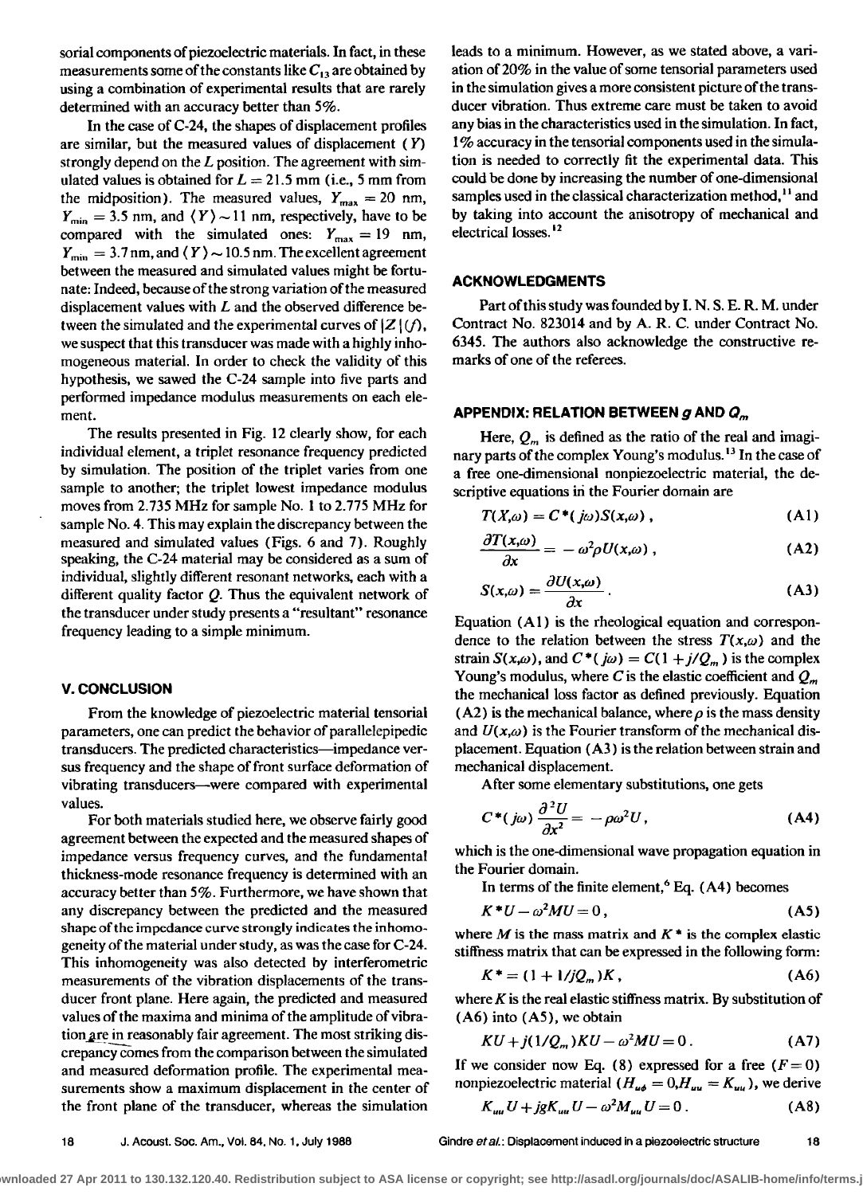sorial components of piezoelectric materials. In fact, in these measurements some of the constants like $C_{13}$ are obtained by using a combination of experimental results that are rarely determined with an accuracy better than 5%.

In the case of C-24, the shapes of displacement profiles are similar, but the measured values of displacement ($Y$) strongly depend on the $L$ position. The agreement with simulated values is obtained for $L = 21.5$ mm (i.e., 5 mm from the midposition). The measured values, $Y_{max} = 20$ nm, $Y_{min} = 3.5$ nm, and $\langle Y \rangle \sim 11$ nm, respectively, have to be compared with the simulated ones: $Y_{max} = 19$ nm, $Y_{min} = 3.7$ nm, and $\langle Y \rangle \sim 10.5$ nm. The excellent agreement between the measured and simulated values might be fortunate: Indeed, because of the strong variation of the measured displacement values with $L$ and the observed difference between the simulated and the experimental curves of $|Z|(f)$, we suspect that this transducer was made with a highly inhomogeneous material. In order to check the validity of this hypothesis, we sawed the C-24 sample into five parts and performed impedance modulus measurements on each element.

The results presented in Fig. 12 clearly show, for each individual element, a triplet resonance frequency predicted by simulation. The position of the triplet varies from one sample to another; the triplet lowest impedance modulus moves from 2.735 MHz for sample No. 1 to 2.775 MHz for sample No. 4. This may explain the discrepancy between the measured and simulated values (Figs. 6 and 7). Roughly speaking, the C-24 material may be considered as a sum of individual, slightly different resonant networks, each with a different quality factor $Q$. Thus the equivalent network of the transducer under study presents a "resultant" resonance frequency leading to a simple minimum.

## V. CONCLUSION

From the knowledge of piezoelectric material tensorial parameters, one can predict the behavior of parallelepipedic transducers. The predicted characteristics—impedance versus frequency and the shape of front surface deformation of vibrating transducers—were compared with experimental values.

For both materials studied here, we observe fairly good agreement between the expected and the measured shapes of impedance versus frequency curves, and the fundamental thickness-mode resonance frequency is determined with an accuracy better than 5%. Furthermore, we have shown that any discrepancy between the predicted and the measured shape of the impedance curve strongly indicates the inhomogeneity of the material under study, as was the case for C-24. This inhomogeneity was also detected by interferometric measurements of the vibration displacements of the transducer front plane. Here again, the predicted and measured values of the maxima and minima of the amplitude of vibration are in reasonably fair agreement. The most striking discrepancy comes from the comparison between the simulated and measured deformation profile. The experimental measurements show a maximum displacement in the center of the front plane of the transducer, whereas the simulation leads to a minimum. However, as we stated above, a variation of 20% in the value of some tensorial parameters used in the simulation gives a more consistent picture of the transducer vibration. Thus extreme care must be taken to avoid any bias in the characteristics used in the simulation. In fact, 1% accuracy in the tensorial components used in the simulation is needed to correctly fit the experimental data. This could be done by increasing the number of one-dimensional samples used in the classical characterization method,[11] and by taking into account the anisotropy of mechanical and electrical losses.[12]

## ACKNOWLEDGMENTS

Part of this study was founded by I. N. S. E. R. M. under Contract No. 823014 and by A. R. C. under Contract No. 6345. The authors also acknowledge the constructive remarks of one of the referees.

## APPENDIX: RELATION BETWEEN $g$ AND $Q_m$

Here, $Q_m$ is defined as the ratio of the real and imaginary parts of the complex Young's modulus.[13] In the case of a free one-dimensional nonpiezoelectric material, the descriptive equations in the Fourier domain are

$$T(X,\omega) = C^*(j\omega)S(x,\omega)\,, \tag{A1}$$

$$\frac{\partial T(x,\omega)}{\partial x} = -\omega^2 \rho U(x,\omega)\,, \tag{A2}$$

$$S(x,\omega) = \frac{\partial U(x,\omega)}{\partial x}\,. \tag{A3}$$

Equation (A1) is the rheological equation and correspondence to the relation between the stress $T(x,\omega)$ and the strain $S(x,\omega)$, and $C^*(j\omega) = C(1 + j/Q_m)$ is the complex Young's modulus, where $C$ is the elastic coefficient and $Q_m$ the mechanical loss factor as defined previously. Equation (A2) is the mechanical balance, where $\rho$ is the mass density and $U(x,\omega)$ is the Fourier transform of the mechanical displacement. Equation (A3) is the relation between strain and mechanical displacement.

After some elementary substitutions, one gets

$$C^*(j\omega)\frac{\partial^2 U}{\partial x^2} = -\rho\omega^2 U\,, \tag{A4}$$

which is the one-dimensional wave propagation equation in the Fourier domain.

In terms of the finite element,[6] Eq. (A4) becomes

$$K^*U - \omega^2 MU = 0\,, \tag{A5}$$

where $M$ is the mass matrix and $K^*$ is the complex elastic stiffness matrix that can be expressed in the following form:

$$K^* = (1 + 1/jQ_m)K\,, \tag{A6}$$

where $K$ is the real elastic stiffness matrix. By substitution of (A6) into (A5), we obtain

$$KU + j(1/Q_m)KU - \omega^2 MU = 0\,. \tag{A7}$$

If we consider now Eq. (8) expressed for a free ($F = 0$) nonpiezoelectric material ($H_{u\phi} = 0, H_{uu} = K_{uu}$), we derive

$$K_{uu}U + jgK_{uu}U - \omega^2 M_{uu}U = 0\,. \tag{A8}$$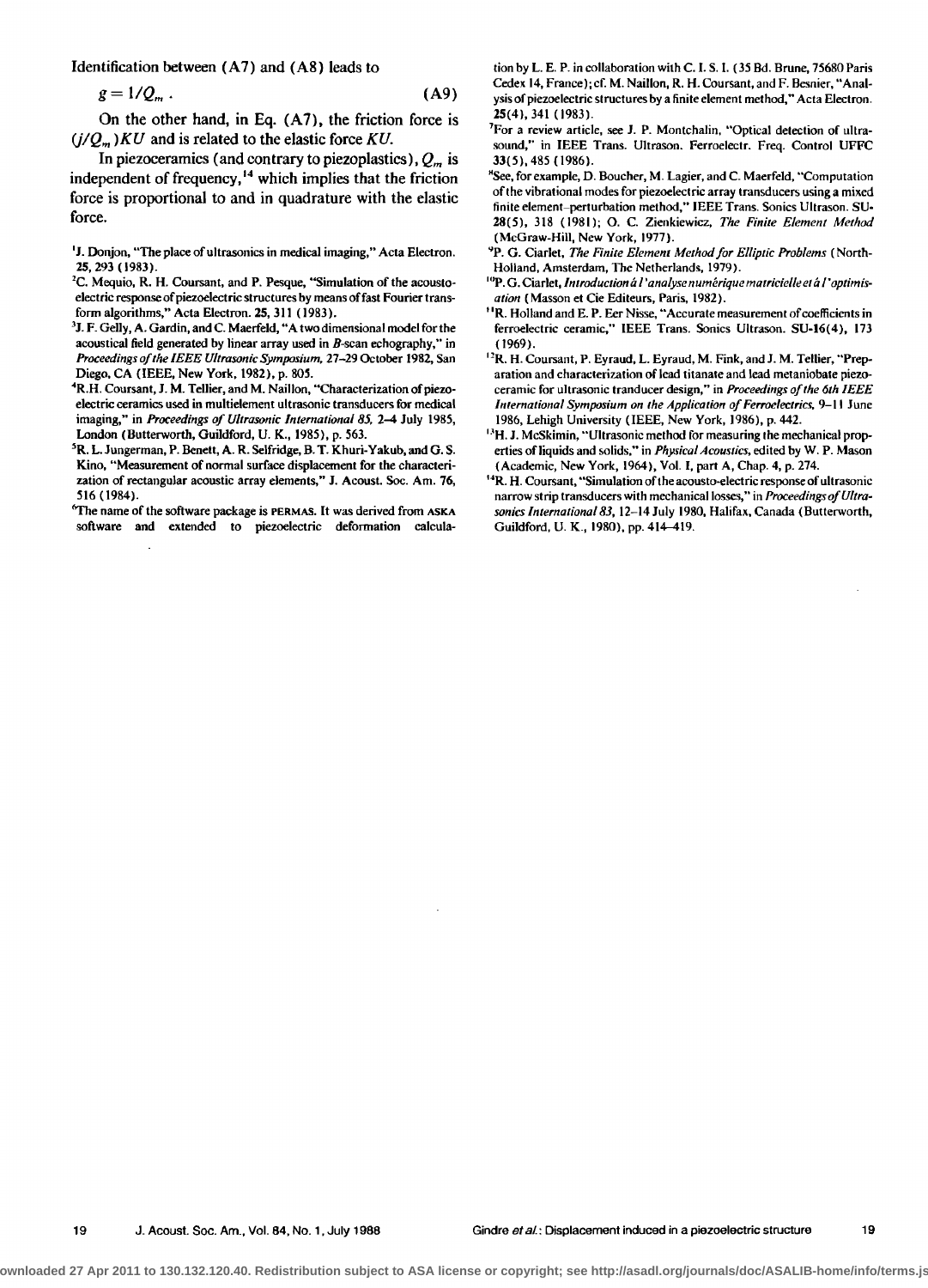Identification between (A7) and (A8) leads to

$$g = 1/Q_m . \tag{A9}$$

On the other hand, in Eq. (A7), the friction force is $(j/Q_m)KU$ and is related to the elastic force $KU$.

In piezoceramics (and contrary to piezoplastics), $Q_m$ is independent of frequency,[14] which implies that the friction force is proportional to and in quadrature with the elastic force.

[1] J. Donjon, "The place of ultrasonics in medical imaging," Acta Electron. 25, 293 (1983).

[2] C. Mequio, R. H. Coursant, and P. Pesque, "Simulation of the acousto-electric response of piezoelectric structures by means of fast Fourier transform algorithms," Acta Electron. 25, 311 (1983).

[3] J. F. Gelly, A. Gardin, and C. Maerfeld, "A two dimensional model for the acoustical field generated by linear array used in *B*-scan echography," in *Proceedings of the IEEE Ultrasonic Symposium*, 27–29 October 1982, San Diego, CA (IEEE, New York, 1982), p. 805.

[4] R.H. Coursant, J. M. Tellier, and M. Naillon, "Characterization of piezo-electric ceramics used in multielement ultrasonic transducers for medical imaging," in *Proceedings of Ultrasonic International 85*, 2–4 July 1985, London (Butterworth, Guildford, U. K., 1985), p. 563.

[5] R. L. Jungerman, P. Benett, A. R. Selfridge, B. T. Khuri-Yakub, and G. S. Kino, "Measurement of normal surface displacement for the characterization of rectangular acoustic array elements," J. Acoust. Soc. Am. 76, 516 (1984).

[6] The name of the software package is PERMAS. It was derived from ASKA software and extended to piezoelectric deformation calculation by L. E. P. in collaboration with C. I. S. I. (35 Bd. Brune, 75680 Paris Cedex 14, France); cf. M. Naillon, R. H. Coursant, and F. Besnier, "Analysis of piezoelectric structures by a finite element method," Acta Electron. 25(4), 341 (1983).

[7] For a review article, see J. P. Montchalin, "Optical detection of ultrasound," in IEEE Trans. Ultrason. Ferroelectr. Freq. Control UFFC 33(5), 485 (1986).

[8] See, for example, D. Boucher, M. Lagier, and C. Maerfeld, "Computation of the vibrational modes for piezoelectric array transducers using a mixed finite element–perturbation method," IEEE Trans. Sonics Ultrason. SU-28(5), 318 (1981); O. C. Zienkiewicz, *The Finite Element Method* (McGraw-Hill, New York, 1977).

[9] P. G. Ciarlet, *The Finite Element Method for Elliptic Problems* (North-Holland, Amsterdam, The Netherlands, 1979).

[10] P. G. Ciarlet, *Introduction à l'analyse numérique matricielle et à l'optimisation* (Masson et Cie Editeurs, Paris, 1982).

[11] R. Holland and E. P. Eer Nisse, "Accurate measurement of coefficients in ferroelectric ceramic," IEEE Trans. Sonics Ultrason. SU-16(4), 173 (1969).

[12] R. H. Coursant, P. Eyraud, L. Eyraud, M. Fink, and J. M. Tellier, "Preparation and characterization of lead titanate and lead metaniobate piezoceramic for ultrasonic tranducer design," in *Proceedings of the 6th IEEE International Symposium on the Application of Ferroelectrics*, 9–11 June 1986, Lehigh University (IEEE, New York, 1986), p. 442.

[13] H. J. McSkimin, "Ultrasonic method for measuring the mechanical properties of liquids and solids," in *Physical Acoustics*, edited by W. P. Mason (Academic, New York, 1964), Vol. I, part A, Chap. 4, p. 274.

[14] R. H. Coursant, "Simulation of the acousto-electric response of ultrasonic narrow strip transducers with mechanical losses," in *Proceedings of Ultrasonics International 83*, 12–14 July 1980, Halifax, Canada (Butterworth, Guildford, U. K., 1980), pp. 414–419.